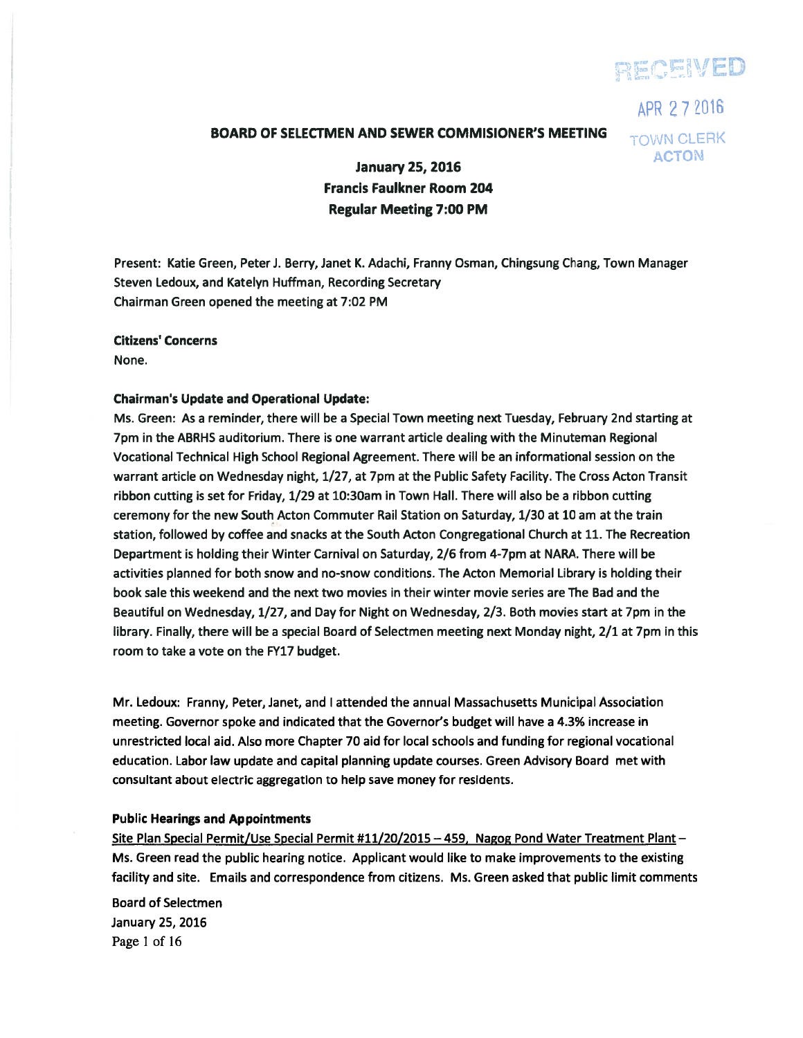RECEIVED

APR 27 2016

TOWN CLERK
ACTON

# BOARD OF SELECTMEN AND SEWER COMMISIONER'S MEETING

## January 25, 2016
## Francis Faulkner Room 204
## Regular Meeting 7:00 PM

Present: Katie Green, Peter J. Berry, Janet K. Adachi, Franny Osman, Chingsung Chang, Town Manager Steven Ledoux, and Katelyn Huffman, Recording Secretary
Chairman Green opened the meeting at 7:02 PM

**Citizens' Concerns**
None.

**Chairman's Update and Operational Update:**
Ms. Green: As a reminder, there will be a Special Town meeting next Tuesday, February 2nd starting at 7pm in the ABRHS auditorium. There is one warrant article dealing with the Minuteman Regional Vocational Technical High School Regional Agreement. There will be an informational session on the warrant article on Wednesday night, 1/27, at 7pm at the Public Safety Facility. The Cross Acton Transit ribbon cutting is set for Friday, 1/29 at 10:30am in Town Hall. There will also be a ribbon cutting ceremony for the new South Acton Commuter Rail Station on Saturday, 1/30 at 10 am at the train station, followed by coffee and snacks at the South Acton Congregational Church at 11. The Recreation Department is holding their Winter Carnival on Saturday, 2/6 from 4-7pm at NARA. There will be activities planned for both snow and no-snow conditions. The Acton Memorial Library is holding their book sale this weekend and the next two movies in their winter movie series are The Bad and the Beautiful on Wednesday, 1/27, and Day for Night on Wednesday, 2/3. Both movies start at 7pm in the library. Finally, there will be a special Board of Selectmen meeting next Monday night, 2/1 at 7pm in this room to take a vote on the FY17 budget.

Mr. Ledoux: Franny, Peter, Janet, and I attended the annual Massachusetts Municipal Association meeting. Governor spoke and indicated that the Governor's budget will have a 4.3% increase in unrestricted local aid. Also more Chapter 70 aid for local schools and funding for regional vocational education. Labor law update and capital planning update courses. Green Advisory Board met with consultant about electric aggregation to help save money for residents.

**Public Hearings and Appointments**
Site Plan Special Permit/Use Special Permit #11/20/2015 – 459, Nagog Pond Water Treatment Plant – Ms. Green read the public hearing notice. Applicant would like to make improvements to the existing facility and site. Emails and correspondence from citizens. Ms. Green asked that public limit comments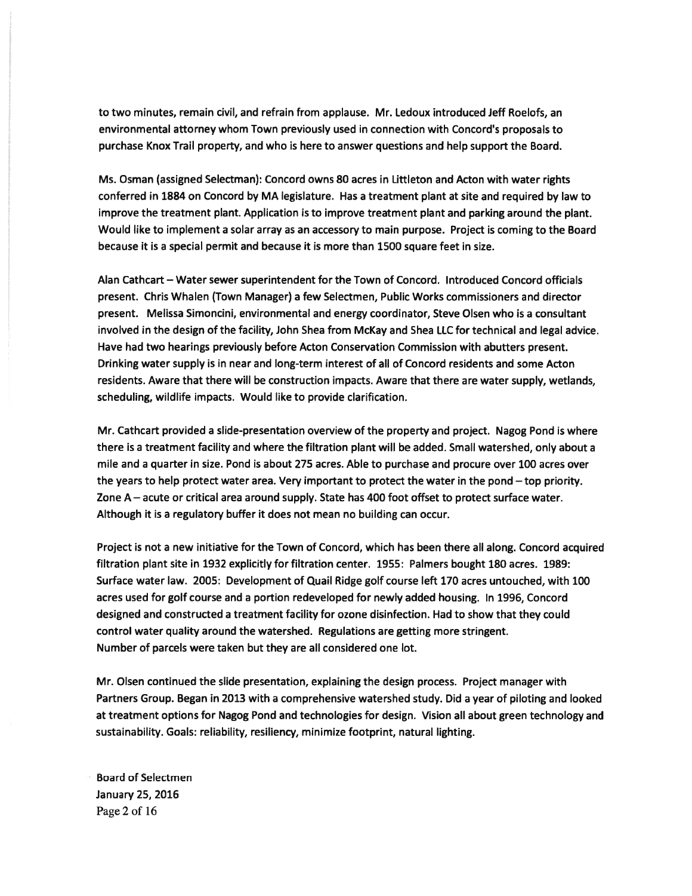to two minutes, remain civil, and refrain from applause. Mr. Ledoux introduced Jeff Roelofs, an environmental attorney whom Town previously used in connection with Concord's proposals to purchase Knox Trail property, and who is here to answer questions and help support the Board.

Ms. Osman (assigned Selectman): Concord owns 80 acres in Littleton and Acton with water rights conferred in 1884 on Concord by MA legislature. Has a treatment plant at site and required by law to improve the treatment plant. Application is to improve treatment plant and parking around the plant. Would like to implement a solar array as an accessory to main purpose. Project is coming to the Board because it is a special permit and because it is more than 1500 square feet in size.

Alan Cathcart – Water sewer superintendent for the Town of Concord. Introduced Concord officials present. Chris Whalen (Town Manager) a few Selectmen, Public Works commissioners and director present. Melissa Simoncini, environmental and energy coordinator, Steve Olsen who is a consultant involved in the design of the facility, John Shea from McKay and Shea LLC for technical and legal advice. Have had two hearings previously before Acton Conservation Commission with abutters present. Drinking water supply is in near and long-term interest of all of Concord residents and some Acton residents. Aware that there will be construction impacts. Aware that there are water supply, wetlands, scheduling, wildlife impacts. Would like to provide clarification.

Mr. Cathcart provided a slide-presentation overview of the property and project. Nagog Pond is where there is a treatment facility and where the filtration plant will be added. Small watershed, only about a mile and a quarter in size. Pond is about 275 acres. Able to purchase and procure over 100 acres over the years to help protect water area. Very important to protect the water in the pond – top priority. Zone A – acute or critical area around supply. State has 400 foot offset to protect surface water. Although it is a regulatory buffer it does not mean no building can occur.

Project is not a new initiative for the Town of Concord, which has been there all along. Concord acquired filtration plant site in 1932 explicitly for filtration center. 1955: Palmers bought 180 acres. 1989: Surface water law. 2005: Development of Quail Ridge golf course left 170 acres untouched, with 100 acres used for golf course and a portion redeveloped for newly added housing. In 1996, Concord designed and constructed a treatment facility for ozone disinfection. Had to show that they could control water quality around the watershed. Regulations are getting more stringent. Number of parcels were taken but they are all considered one lot.

Mr. Olsen continued the slide presentation, explaining the design process. Project manager with Partners Group. Began in 2013 with a comprehensive watershed study. Did a year of piloting and looked at treatment options for Nagog Pond and technologies for design. Vision all about green technology and sustainability. Goals: reliability, resiliency, minimize footprint, natural lighting.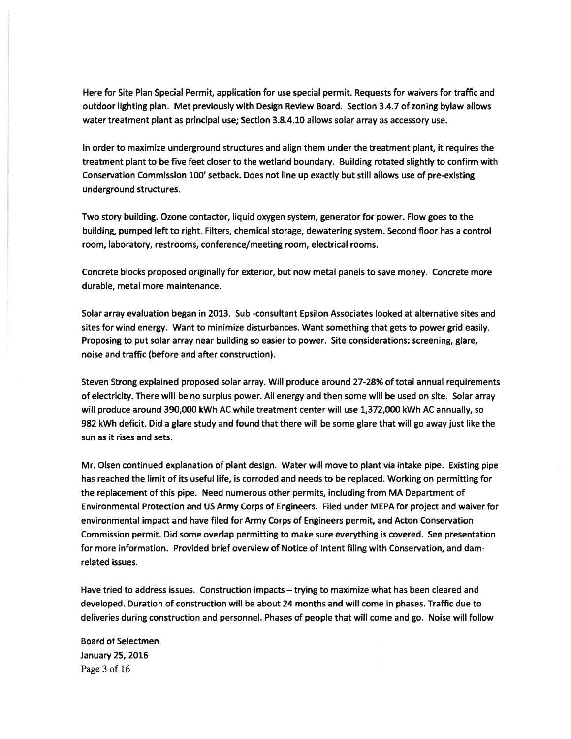Here for Site Plan Special Permit, application for use special permit. Requests for waivers for traffic and outdoor lighting plan. Met previously with Design Review Board. Section 3.4.7 of zoning bylaw allows water treatment plant as principal use; Section 3.8.4.10 allows solar array as accessory use.

In order to maximize underground structures and align them under the treatment plant, it requires the treatment plant to be five feet closer to the wetland boundary. Building rotated slightly to confirm with Conservation Commission 100' setback. Does not line up exactly but still allows use of pre-existing underground structures.

Two story building. Ozone contactor, liquid oxygen system, generator for power. Flow goes to the building, pumped left to right. Filters, chemical storage, dewatering system. Second floor has a control room, laboratory, restrooms, conference/meeting room, electrical rooms.

Concrete blocks proposed originally for exterior, but now metal panels to save money. Concrete more durable, metal more maintenance.

Solar array evaluation began in 2013. Sub -consultant Epsilon Associates looked at alternative sites and sites for wind energy. Want to minimize disturbances. Want something that gets to power grid easily. Proposing to put solar array near building so easier to power. Site considerations: screening, glare, noise and traffic (before and after construction).

Steven Strong explained proposed solar array. Will produce around 27-28% of total annual requirements of electricity. There will be no surplus power. All energy and then some will be used on site. Solar array will produce around 390,000 kWh AC while treatment center will use 1,372,000 kWh AC annually, so 982 kWh deficit. Did a glare study and found that there will be some glare that will go away just like the sun as it rises and sets.

Mr. Olsen continued explanation of plant design. Water will move to plant via intake pipe. Existing pipe has reached the limit of its useful life, is corroded and needs to be replaced. Working on permitting for the replacement of this pipe. Need numerous other permits, including from MA Department of Environmental Protection and US Army Corps of Engineers. Filed under MEPA for project and waiver for environmental impact and have filed for Army Corps of Engineers permit, and Acton Conservation Commission permit. Did some overlap permitting to make sure everything is covered. See presentation for more information. Provided brief overview of Notice of Intent filing with Conservation, and dam-related issues.

Have tried to address issues. Construction impacts – trying to maximize what has been cleared and developed. Duration of construction will be about 24 months and will come in phases. Traffic due to deliveries during construction and personnel. Phases of people that will come and go. Noise will follow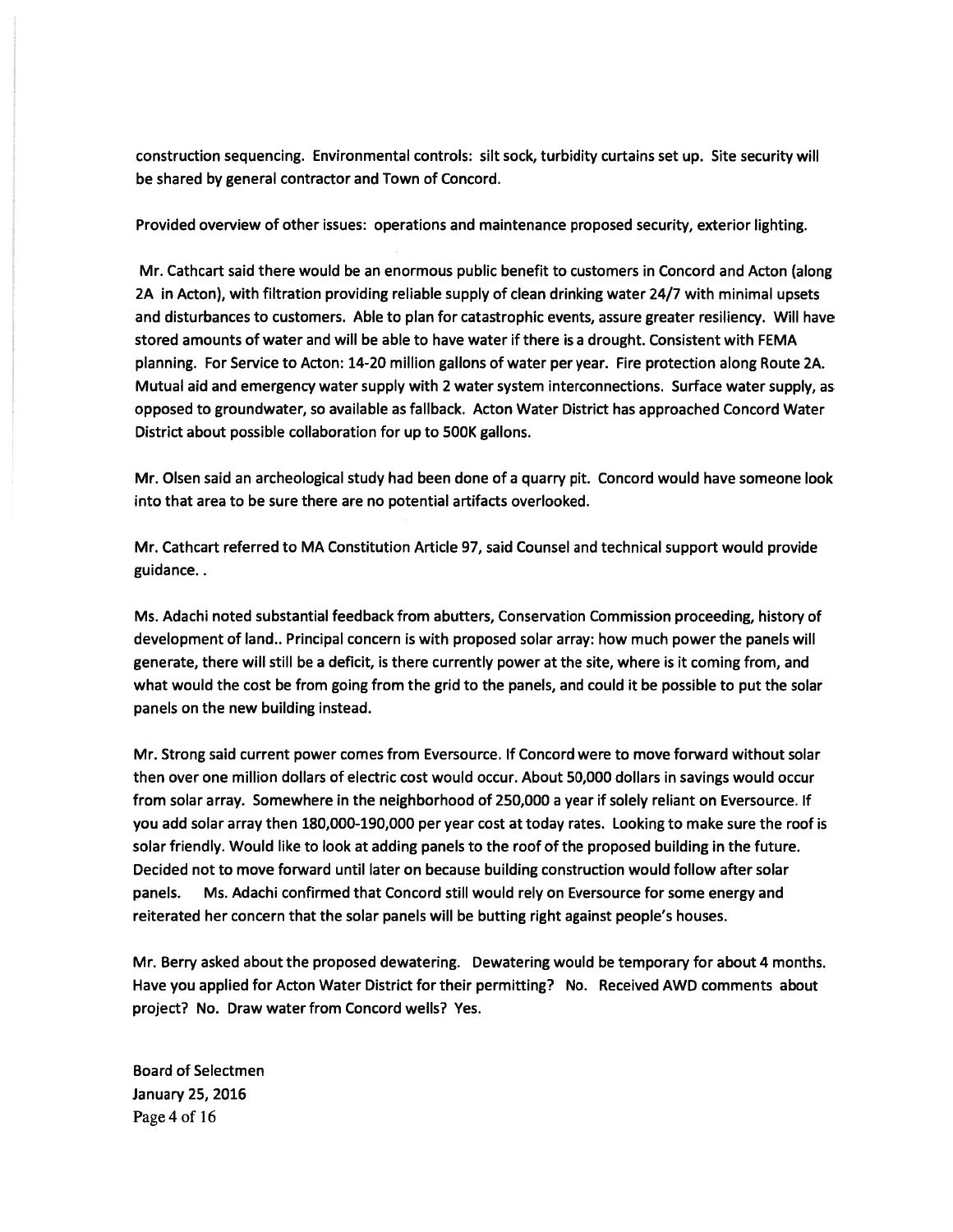construction sequencing. Environmental controls: silt sock, turbidity curtains set up. Site security will be shared by general contractor and Town of Concord.

Provided overview of other issues: operations and maintenance proposed security, exterior lighting.

Mr. Cathcart said there would be an enormous public benefit to customers in Concord and Acton (along 2A in Acton), with filtration providing reliable supply of clean drinking water 24/7 with minimal upsets and disturbances to customers. Able to plan for catastrophic events, assure greater resiliency. Will have stored amounts of water and will be able to have water if there is a drought. Consistent with FEMA planning. For Service to Acton: 14-20 million gallons of water per year. Fire protection along Route 2A. Mutual aid and emergency water supply with 2 water system interconnections. Surface water supply, as opposed to groundwater, so available as fallback. Acton Water District has approached Concord Water District about possible collaboration for up to 500K gallons.

Mr. Olsen said an archeological study had been done of a quarry pit. Concord would have someone look into that area to be sure there are no potential artifacts overlooked.

Mr. Cathcart referred to MA Constitution Article 97, said Counsel and technical support would provide guidance. .

Ms. Adachi noted substantial feedback from abutters, Conservation Commission proceeding, history of development of land.. Principal concern is with proposed solar array: how much power the panels will generate, there will still be a deficit, is there currently power at the site, where is it coming from, and what would the cost be from going from the grid to the panels, and could it be possible to put the solar panels on the new building instead.

Mr. Strong said current power comes from Eversource. If Concord were to move forward without solar then over one million dollars of electric cost would occur. About 50,000 dollars in savings would occur from solar array. Somewhere in the neighborhood of 250,000 a year if solely reliant on Eversource. If you add solar array then 180,000-190,000 per year cost at today rates. Looking to make sure the roof is solar friendly. Would like to look at adding panels to the roof of the proposed building in the future. Decided not to move forward until later on because building construction would follow after solar panels. Ms. Adachi confirmed that Concord still would rely on Eversource for some energy and reiterated her concern that the solar panels will be butting right against people's houses.

Mr. Berry asked about the proposed dewatering. Dewatering would be temporary for about 4 months. Have you applied for Acton Water District for their permitting? No. Received AWD comments about project? No. Draw water from Concord wells? Yes.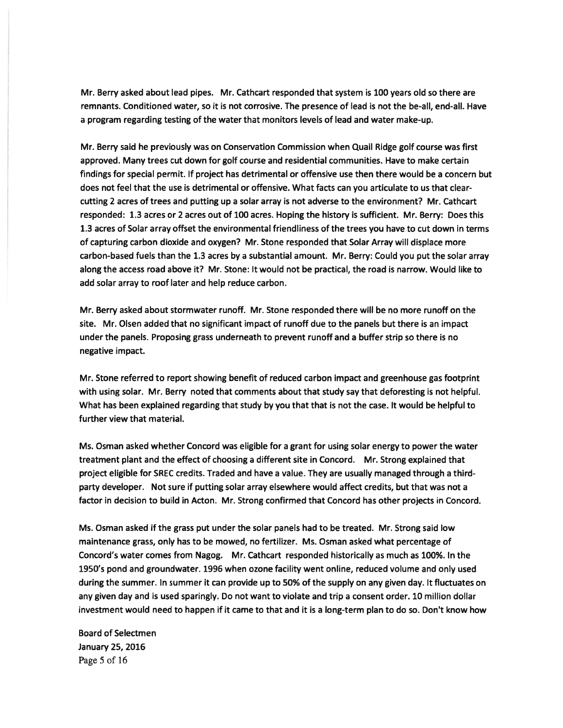Mr. Berry asked about lead pipes. Mr. Cathcart responded that system is 100 years old so there are remnants. Conditioned water, so it is not corrosive. The presence of lead is not the be-all, end-all. Have a program regarding testing of the water that monitors levels of lead and water make-up.

Mr. Berry said he previously was on Conservation Commission when Quail Ridge golf course was first approved. Many trees cut down for golf course and residential communities. Have to make certain findings for special permit. If project has detrimental or offensive use then there would be a concern but does not feel that the use is detrimental or offensive. What facts can you articulate to us that clear-cutting 2 acres of trees and putting up a solar array is not adverse to the environment? Mr. Cathcart responded: 1.3 acres or 2 acres out of 100 acres. Hoping the history is sufficient. Mr. Berry: Does this 1.3 acres of Solar array offset the environmental friendliness of the trees you have to cut down in terms of capturing carbon dioxide and oxygen? Mr. Stone responded that Solar Array will displace more carbon-based fuels than the 1.3 acres by a substantial amount. Mr. Berry: Could you put the solar array along the access road above it? Mr. Stone: It would not be practical, the road is narrow. Would like to add solar array to roof later and help reduce carbon.

Mr. Berry asked about stormwater runoff. Mr. Stone responded there will be no more runoff on the site. Mr. Olsen added that no significant impact of runoff due to the panels but there is an impact under the panels. Proposing grass underneath to prevent runoff and a buffer strip so there is no negative impact.

Mr. Stone referred to report showing benefit of reduced carbon impact and greenhouse gas footprint with using solar. Mr. Berry noted that comments about that study say that deforesting is not helpful. What has been explained regarding that study by you that that is not the case. It would be helpful to further view that material.

Ms. Osman asked whether Concord was eligible for a grant for using solar energy to power the water treatment plant and the effect of choosing a different site in Concord. Mr. Strong explained that project eligible for SREC credits. Traded and have a value. They are usually managed through a third-party developer. Not sure if putting solar array elsewhere would affect credits, but that was not a factor in decision to build in Acton. Mr. Strong confirmed that Concord has other projects in Concord.

Ms. Osman asked if the grass put under the solar panels had to be treated. Mr. Strong said low maintenance grass, only has to be mowed, no fertilizer. Ms. Osman asked what percentage of Concord's water comes from Nagog. Mr. Cathcart responded historically as much as 100%. In the 1950's pond and groundwater. 1996 when ozone facility went online, reduced volume and only used during the summer. In summer it can provide up to 50% of the supply on any given day. It fluctuates on any given day and is used sparingly. Do not want to violate and trip a consent order. 10 million dollar investment would need to happen if it came to that and it is a long-term plan to do so. Don't know how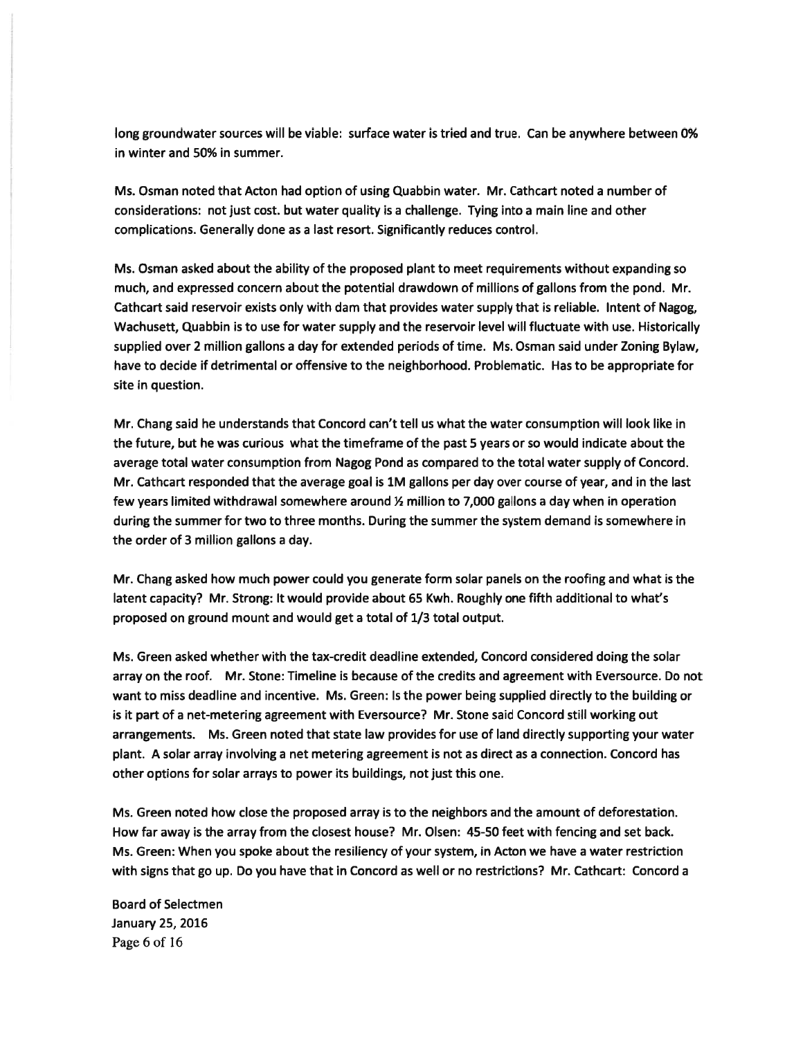long groundwater sources will be viable: surface water is tried and true. Can be anywhere between 0% in winter and 50% in summer.

Ms. Osman noted that Acton had option of using Quabbin water. Mr. Cathcart noted a number of considerations: not just cost. but water quality is a challenge. Tying into a main line and other complications. Generally done as a last resort. Significantly reduces control.

Ms. Osman asked about the ability of the proposed plant to meet requirements without expanding so much, and expressed concern about the potential drawdown of millions of gallons from the pond. Mr. Cathcart said reservoir exists only with dam that provides water supply that is reliable. Intent of Nagog, Wachusett, Quabbin is to use for water supply and the reservoir level will fluctuate with use. Historically supplied over 2 million gallons a day for extended periods of time. Ms. Osman said under Zoning Bylaw, have to decide if detrimental or offensive to the neighborhood. Problematic. Has to be appropriate for site in question.

Mr. Chang said he understands that Concord can't tell us what the water consumption will look like in the future, but he was curious what the timeframe of the past 5 years or so would indicate about the average total water consumption from Nagog Pond as compared to the total water supply of Concord. Mr. Cathcart responded that the average goal is 1M gallons per day over course of year, and in the last few years limited withdrawal somewhere around ½ million to 7,000 gallons a day when in operation during the summer for two to three months. During the summer the system demand is somewhere in the order of 3 million gallons a day.

Mr. Chang asked how much power could you generate form solar panels on the roofing and what is the latent capacity? Mr. Strong: It would provide about 65 Kwh. Roughly one fifth additional to what's proposed on ground mount and would get a total of 1/3 total output.

Ms. Green asked whether with the tax-credit deadline extended, Concord considered doing the solar array on the roof. Mr. Stone: Timeline is because of the credits and agreement with Eversource. Do not want to miss deadline and incentive. Ms. Green: Is the power being supplied directly to the building or is it part of a net-metering agreement with Eversource? Mr. Stone said Concord still working out arrangements. Ms. Green noted that state law provides for use of land directly supporting your water plant. A solar array involving a net metering agreement is not as direct as a connection. Concord has other options for solar arrays to power its buildings, not just this one.

Ms. Green noted how close the proposed array is to the neighbors and the amount of deforestation. How far away is the array from the closest house? Mr. Olsen: 45-50 feet with fencing and set back. Ms. Green: When you spoke about the resiliency of your system, in Acton we have a water restriction with signs that go up. Do you have that in Concord as well or no restrictions? Mr. Cathcart: Concord a

Board of Selectmen
January 25, 2016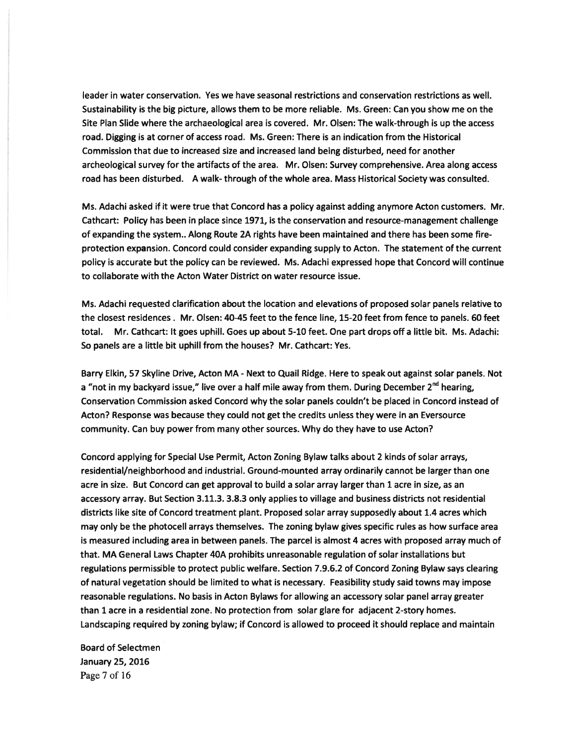leader in water conservation. Yes we have seasonal restrictions and conservation restrictions as well. Sustainability is the big picture, allows them to be more reliable. Ms. Green: Can you show me on the Site Plan Slide where the archaeological area is covered. Mr. Olsen: The walk-through is up the access road. Digging is at corner of access road. Ms. Green: There is an indication from the Historical Commission that due to increased size and increased land being disturbed, need for another archeological survey for the artifacts of the area. Mr. Olsen: Survey comprehensive. Area along access road has been disturbed. A walk- through of the whole area. Mass Historical Society was consulted.

Ms. Adachi asked if it were true that Concord has a policy against adding anymore Acton customers. Mr. Cathcart: Policy has been in place since 1971, is the conservation and resource-management challenge of expanding the system.. Along Route 2A rights have been maintained and there has been some fire-protection expansion. Concord could consider expanding supply to Acton. The statement of the current policy is accurate but the policy can be reviewed. Ms. Adachi expressed hope that Concord will continue to collaborate with the Acton Water District on water resource issue.

Ms. Adachi requested clarification about the location and elevations of proposed solar panels relative to the closest residences . Mr. Olsen: 40-45 feet to the fence line, 15-20 feet from fence to panels. 60 feet total. Mr. Cathcart: It goes uphill. Goes up about 5-10 feet. One part drops off a little bit. Ms. Adachi: So panels are a little bit uphill from the houses? Mr. Cathcart: Yes.

Barry Elkin, 57 Skyline Drive, Acton MA - Next to Quail Ridge. Here to speak out against solar panels. Not a "not in my backyard issue," live over a half mile away from them. During December 2nd hearing, Conservation Commission asked Concord why the solar panels couldn't be placed in Concord instead of Acton? Response was because they could not get the credits unless they were in an Eversource community. Can buy power from many other sources. Why do they have to use Acton?

Concord applying for Special Use Permit, Acton Zoning Bylaw talks about 2 kinds of solar arrays, residential/neighborhood and industrial. Ground-mounted array ordinarily cannot be larger than one acre in size. But Concord can get approval to build a solar array larger than 1 acre in size, as an accessory array. But Section 3.11.3. 3.8.3 only applies to village and business districts not residential districts like site of Concord treatment plant. Proposed solar array supposedly about 1.4 acres which may only be the photocell arrays themselves. The zoning bylaw gives specific rules as how surface area is measured including area in between panels. The parcel is almost 4 acres with proposed array much of that. MA General Laws Chapter 40A prohibits unreasonable regulation of solar installations but regulations permissible to protect public welfare. Section 7.9.6.2 of Concord Zoning Bylaw says clearing of natural vegetation should be limited to what is necessary. Feasibility study said towns may impose reasonable regulations. No basis in Acton Bylaws for allowing an accessory solar panel array greater than 1 acre in a residential zone. No protection from solar glare for adjacent 2-story homes. Landscaping required by zoning bylaw; if Concord is allowed to proceed it should replace and maintain

Board of Selectmen
January 25, 2016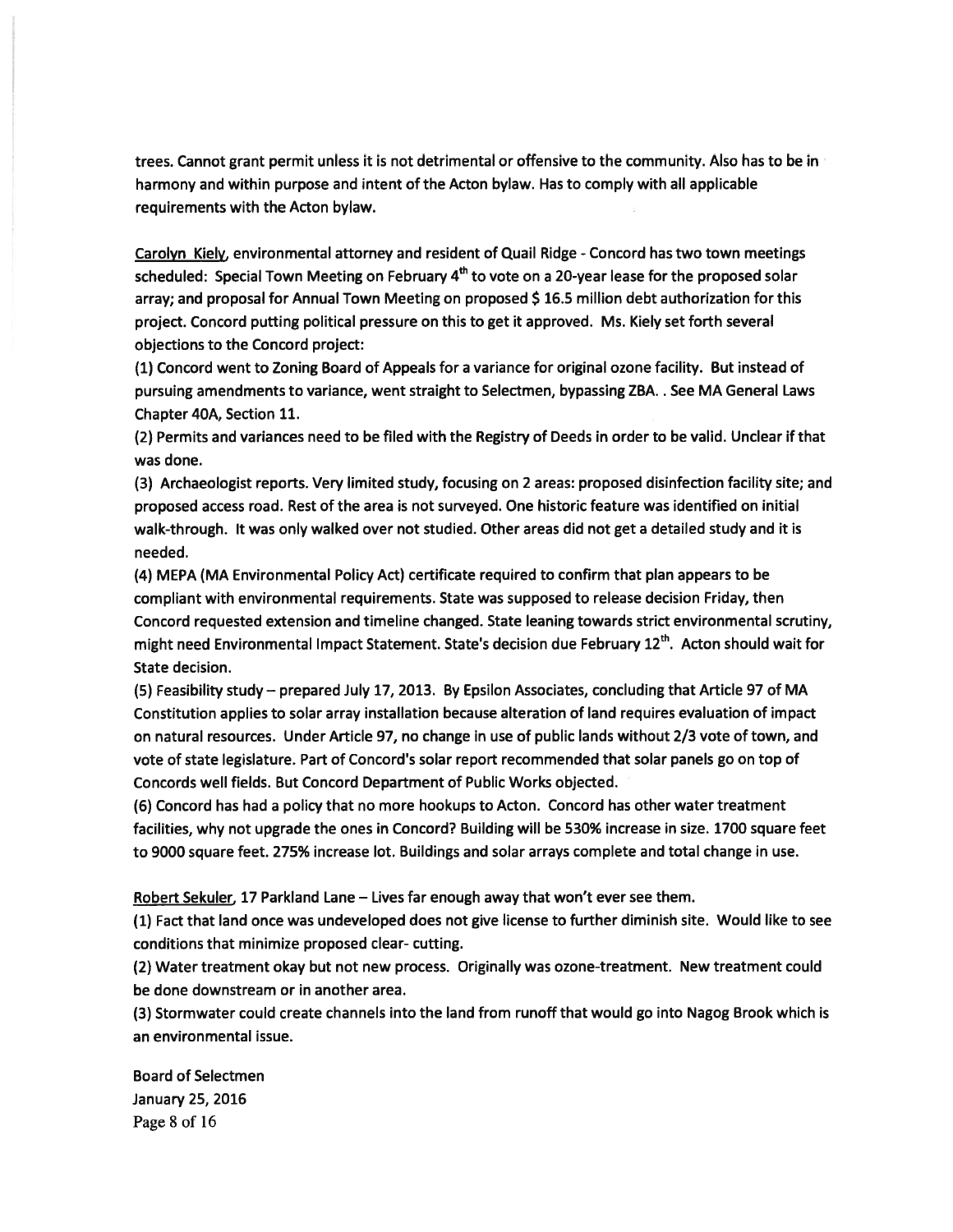trees. Cannot grant permit unless it is not detrimental or offensive to the community. Also has to be in harmony and within purpose and intent of the Acton bylaw. Has to comply with all applicable requirements with the Acton bylaw.

Carolyn Kiely, environmental attorney and resident of Quail Ridge - Concord has two town meetings scheduled: Special Town Meeting on February 4th to vote on a 20-year lease for the proposed solar array; and proposal for Annual Town Meeting on proposed $ 16.5 million debt authorization for this project. Concord putting political pressure on this to get it approved. Ms. Kiely set forth several objections to the Concord project:

(1) Concord went to Zoning Board of Appeals for a variance for original ozone facility. But instead of pursuing amendments to variance, went straight to Selectmen, bypassing ZBA. . See MA General Laws Chapter 40A, Section 11.

(2) Permits and variances need to be filed with the Registry of Deeds in order to be valid. Unclear if that was done.

(3) Archaeologist reports. Very limited study, focusing on 2 areas: proposed disinfection facility site; and proposed access road. Rest of the area is not surveyed. One historic feature was identified on initial walk-through. It was only walked over not studied. Other areas did not get a detailed study and it is needed.

(4) MEPA (MA Environmental Policy Act) certificate required to confirm that plan appears to be compliant with environmental requirements. State was supposed to release decision Friday, then Concord requested extension and timeline changed. State leaning towards strict environmental scrutiny, might need Environmental Impact Statement. State's decision due February 12th. Acton should wait for State decision.

(5) Feasibility study – prepared July 17, 2013. By Epsilon Associates, concluding that Article 97 of MA Constitution applies to solar array installation because alteration of land requires evaluation of impact on natural resources. Under Article 97, no change in use of public lands without 2/3 vote of town, and vote of state legislature. Part of Concord's solar report recommended that solar panels go on top of Concords well fields. But Concord Department of Public Works objected.

(6) Concord has had a policy that no more hookups to Acton. Concord has other water treatment facilities, why not upgrade the ones in Concord? Building will be 530% increase in size. 1700 square feet to 9000 square feet. 275% increase lot. Buildings and solar arrays complete and total change in use.

Robert Sekuler, 17 Parkland Lane – Lives far enough away that won't ever see them.

(1) Fact that land once was undeveloped does not give license to further diminish site. Would like to see conditions that minimize proposed clear- cutting.

(2) Water treatment okay but not new process. Originally was ozone-treatment. New treatment could be done downstream or in another area.

(3) Stormwater could create channels into the land from runoff that would go into Nagog Brook which is an environmental issue.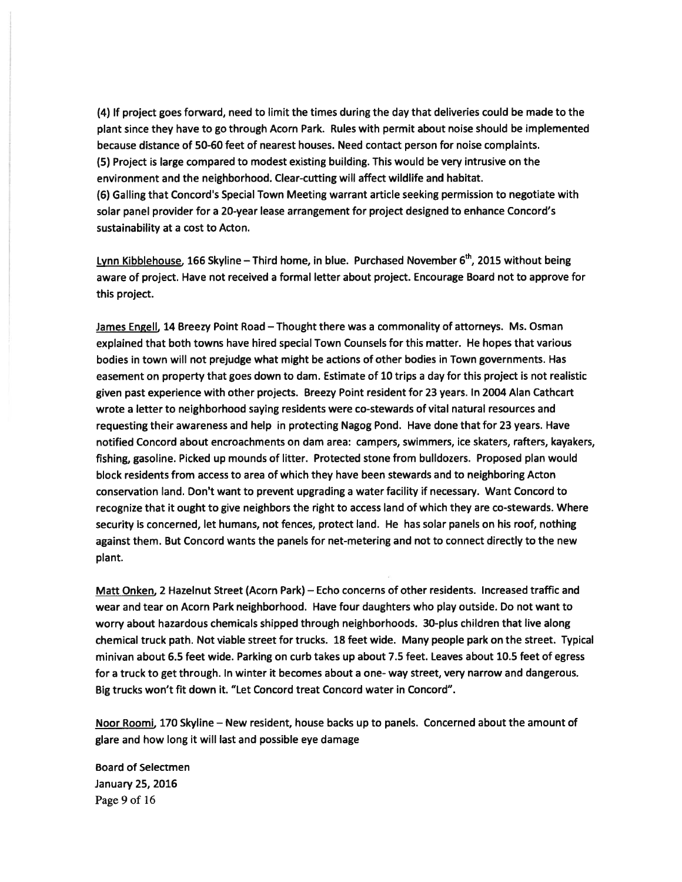(4) If project goes forward, need to limit the times during the day that deliveries could be made to the plant since they have to go through Acorn Park. Rules with permit about noise should be implemented because distance of 50-60 feet of nearest houses. Need contact person for noise complaints.
(5) Project is large compared to modest existing building. This would be very intrusive on the environment and the neighborhood. Clear-cutting will affect wildlife and habitat.
(6) Galling that Concord's Special Town Meeting warrant article seeking permission to negotiate with solar panel provider for a 20-year lease arrangement for project designed to enhance Concord's sustainability at a cost to Acton.

Lynn Kibblehouse, 166 Skyline – Third home, in blue. Purchased November 6th, 2015 without being aware of project. Have not received a formal letter about project. Encourage Board not to approve for this project.

James Engell, 14 Breezy Point Road – Thought there was a commonality of attorneys. Ms. Osman explained that both towns have hired special Town Counsels for this matter. He hopes that various bodies in town will not prejudge what might be actions of other bodies in Town governments. Has easement on property that goes down to dam. Estimate of 10 trips a day for this project is not realistic given past experience with other projects. Breezy Point resident for 23 years. In 2004 Alan Cathcart wrote a letter to neighborhood saying residents were co-stewards of vital natural resources and requesting their awareness and help in protecting Nagog Pond. Have done that for 23 years. Have notified Concord about encroachments on dam area: campers, swimmers, ice skaters, rafters, kayakers, fishing, gasoline. Picked up mounds of litter. Protected stone from bulldozers. Proposed plan would block residents from access to area of which they have been stewards and to neighboring Acton conservation land. Don't want to prevent upgrading a water facility if necessary. Want Concord to recognize that it ought to give neighbors the right to access land of which they are co-stewards. Where security is concerned, let humans, not fences, protect land. He has solar panels on his roof, nothing against them. But Concord wants the panels for net-metering and not to connect directly to the new plant.

Matt Onken, 2 Hazelnut Street (Acorn Park) – Echo concerns of other residents. Increased traffic and wear and tear on Acorn Park neighborhood. Have four daughters who play outside. Do not want to worry about hazardous chemicals shipped through neighborhoods. 30-plus children that live along chemical truck path. Not viable street for trucks. 18 feet wide. Many people park on the street. Typical minivan about 6.5 feet wide. Parking on curb takes up about 7.5 feet. Leaves about 10.5 feet of egress for a truck to get through. In winter it becomes about a one- way street, very narrow and dangerous. Big trucks won't fit down it. "Let Concord treat Concord water in Concord".

Noor Roomi, 170 Skyline – New resident, house backs up to panels. Concerned about the amount of glare and how long it will last and possible eye damage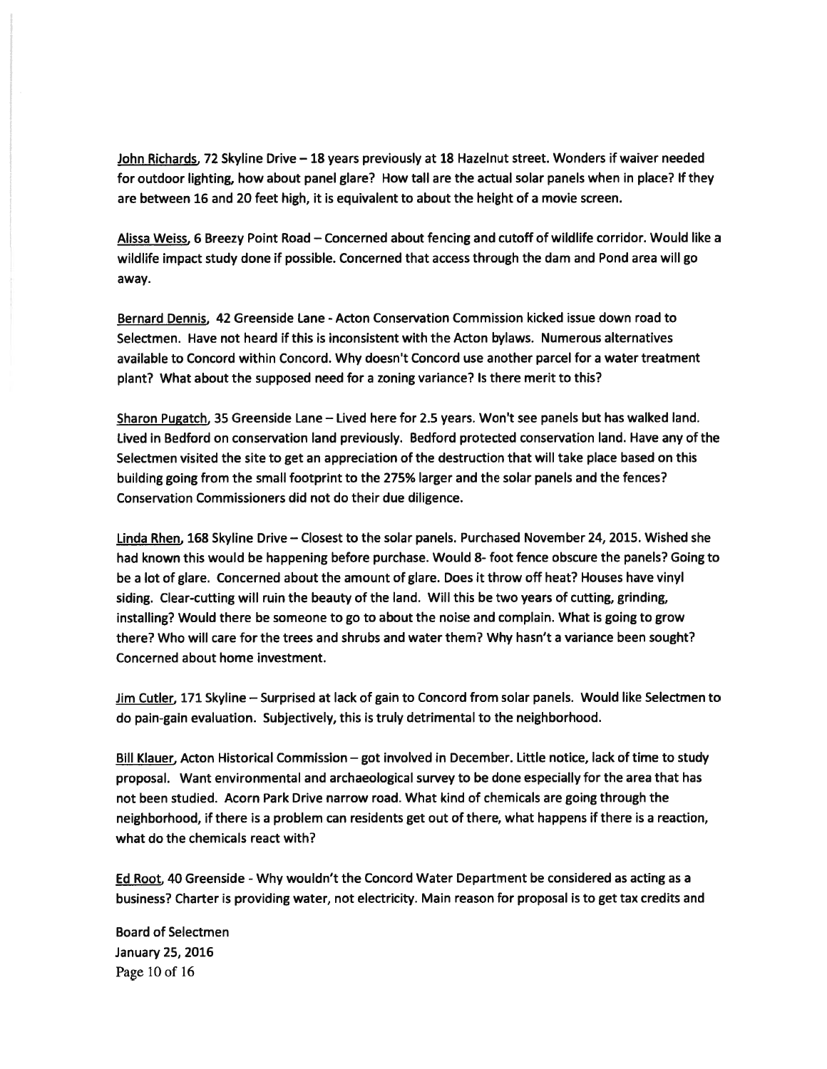<u>John Richards</u>, 72 Skyline Drive – 18 years previously at 18 Hazelnut street. Wonders if waiver needed for outdoor lighting, how about panel glare? How tall are the actual solar panels when in place? If they are between 16 and 20 feet high, it is equivalent to about the height of a movie screen.

<u>Alissa Weiss</u>, 6 Breezy Point Road – Concerned about fencing and cutoff of wildlife corridor. Would like a wildlife impact study done if possible. Concerned that access through the dam and Pond area will go away.

<u>Bernard Dennis</u>, 42 Greenside Lane - Acton Conservation Commission kicked issue down road to Selectmen. Have not heard if this is inconsistent with the Acton bylaws. Numerous alternatives available to Concord within Concord. Why doesn't Concord use another parcel for a water treatment plant? What about the supposed need for a zoning variance? Is there merit to this?

<u>Sharon Pugatch</u>, 35 Greenside Lane – Lived here for 2.5 years. Won't see panels but has walked land. Lived in Bedford on conservation land previously. Bedford protected conservation land. Have any of the Selectmen visited the site to get an appreciation of the destruction that will take place based on this building going from the small footprint to the 275% larger and the solar panels and the fences? Conservation Commissioners did not do their due diligence.

<u>Linda Rhen</u>, 168 Skyline Drive – Closest to the solar panels. Purchased November 24, 2015. Wished she had known this would be happening before purchase. Would 8- foot fence obscure the panels? Going to be a lot of glare. Concerned about the amount of glare. Does it throw off heat? Houses have vinyl siding. Clear-cutting will ruin the beauty of the land. Will this be two years of cutting, grinding, installing? Would there be someone to go to about the noise and complain. What is going to grow there? Who will care for the trees and shrubs and water them? Why hasn't a variance been sought? Concerned about home investment.

<u>Jim Cutler</u>, 171 Skyline – Surprised at lack of gain to Concord from solar panels. Would like Selectmen to do pain-gain evaluation. Subjectively, this is truly detrimental to the neighborhood.

<u>Bill Klauer</u>, Acton Historical Commission – got involved in December. Little notice, lack of time to study proposal. Want environmental and archaeological survey to be done especially for the area that has not been studied. Acorn Park Drive narrow road. What kind of chemicals are going through the neighborhood, if there is a problem can residents get out of there, what happens if there is a reaction, what do the chemicals react with?

<u>Ed Root</u>, 40 Greenside - Why wouldn't the Concord Water Department be considered as acting as a business? Charter is providing water, not electricity. Main reason for proposal is to get tax credits and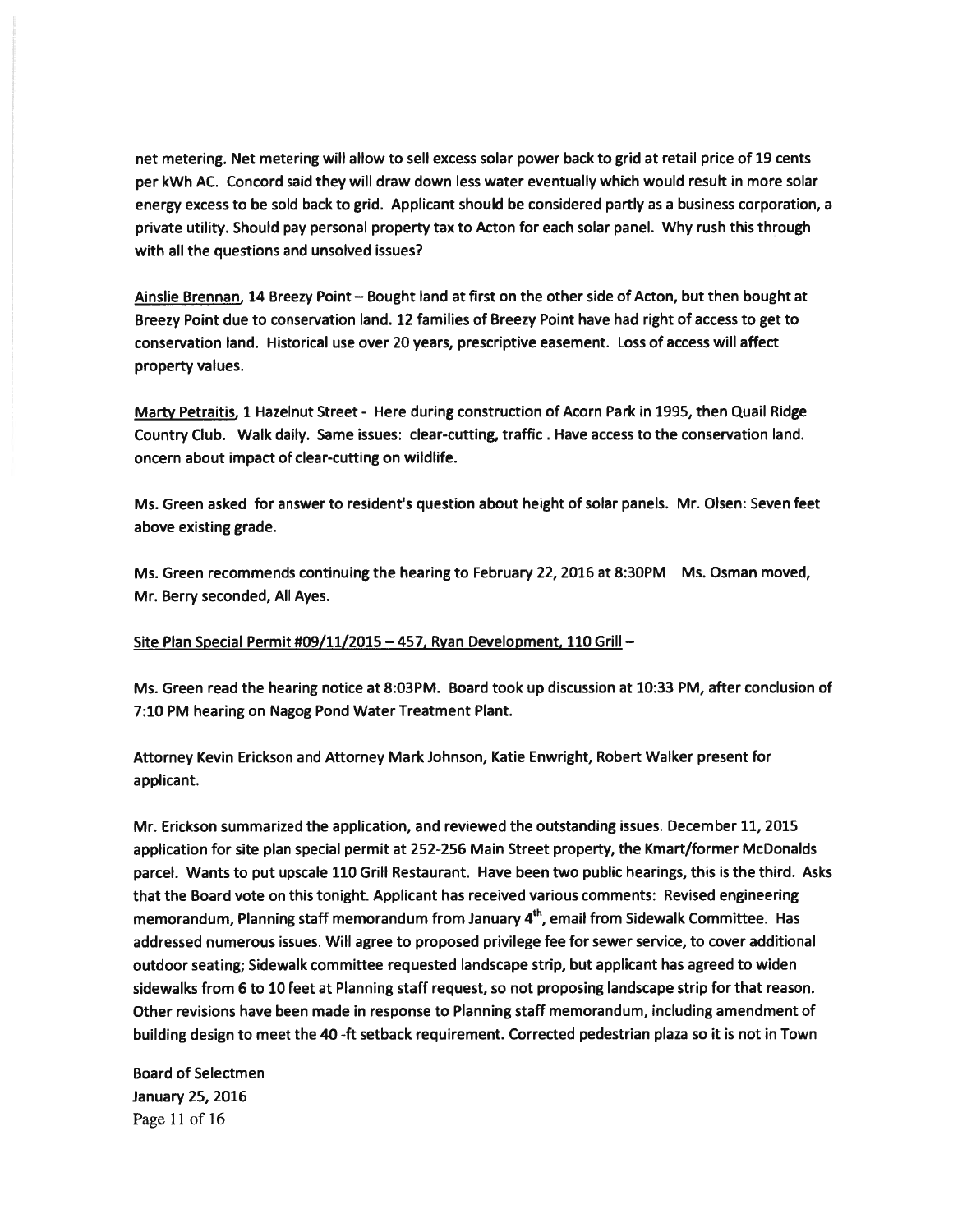net metering. Net metering will allow to sell excess solar power back to grid at retail price of 19 cents per kWh AC. Concord said they will draw down less water eventually which would result in more solar energy excess to be sold back to grid. Applicant should be considered partly as a business corporation, a private utility. Should pay personal property tax to Acton for each solar panel. Why rush this through with all the questions and unsolved issues?

Ainslie Brennan, 14 Breezy Point – Bought land at first on the other side of Acton, but then bought at Breezy Point due to conservation land. 12 families of Breezy Point have had right of access to get to conservation land. Historical use over 20 years, prescriptive easement. Loss of access will affect property values.

Marty Petraitis, 1 Hazelnut Street - Here during construction of Acorn Park in 1995, then Quail Ridge Country Club. Walk daily. Same issues: clear-cutting, traffic . Have access to the conservation land. oncern about impact of clear-cutting on wildlife.

Ms. Green asked for answer to resident's question about height of solar panels. Mr. Olsen: Seven feet above existing grade.

Ms. Green recommends continuing the hearing to February 22, 2016 at 8:30PM Ms. Osman moved, Mr. Berry seconded, All Ayes.

Site Plan Special Permit #09/11/2015 – 457, Ryan Development, 110 Grill –

Ms. Green read the hearing notice at 8:03PM. Board took up discussion at 10:33 PM, after conclusion of 7:10 PM hearing on Nagog Pond Water Treatment Plant.

Attorney Kevin Erickson and Attorney Mark Johnson, Katie Enwright, Robert Walker present for applicant.

Mr. Erickson summarized the application, and reviewed the outstanding issues. December 11, 2015 application for site plan special permit at 252-256 Main Street property, the Kmart/former McDonalds parcel. Wants to put upscale 110 Grill Restaurant. Have been two public hearings, this is the third. Asks that the Board vote on this tonight. Applicant has received various comments: Revised engineering memorandum, Planning staff memorandum from January 4th, email from Sidewalk Committee. Has addressed numerous issues. Will agree to proposed privilege fee for sewer service, to cover additional outdoor seating; Sidewalk committee requested landscape strip, but applicant has agreed to widen sidewalks from 6 to 10 feet at Planning staff request, so not proposing landscape strip for that reason. Other revisions have been made in response to Planning staff memorandum, including amendment of building design to meet the 40 -ft setback requirement. Corrected pedestrian plaza so it is not in Town

Board of Selectmen
January 25, 2016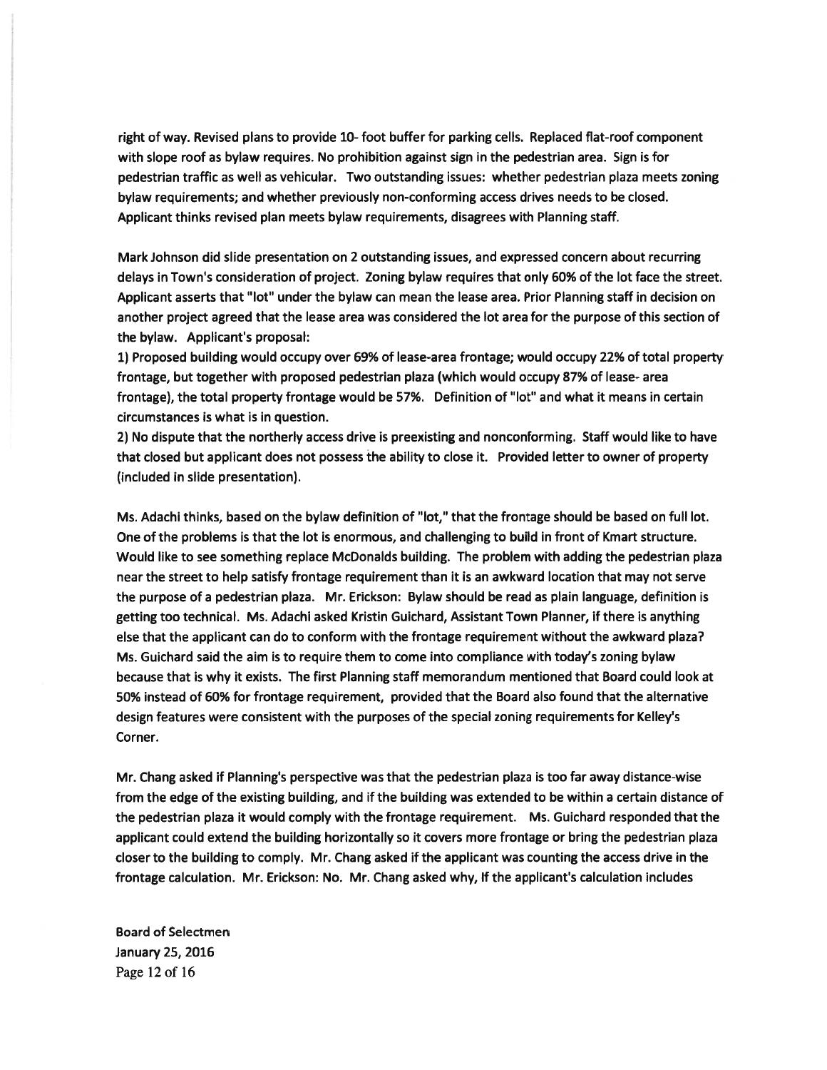right of way. Revised plans to provide 10- foot buffer for parking cells. Replaced flat-roof component with slope roof as bylaw requires. No prohibition against sign in the pedestrian area. Sign is for pedestrian traffic as well as vehicular. Two outstanding issues: whether pedestrian plaza meets zoning bylaw requirements; and whether previously non-conforming access drives needs to be closed. Applicant thinks revised plan meets bylaw requirements, disagrees with Planning staff.

Mark Johnson did slide presentation on 2 outstanding issues, and expressed concern about recurring delays in Town's consideration of project. Zoning bylaw requires that only 60% of the lot face the street. Applicant asserts that "lot" under the bylaw can mean the lease area. Prior Planning staff in decision on another project agreed that the lease area was considered the lot area for the purpose of this section of the bylaw. Applicant's proposal:

1) Proposed building would occupy over 69% of lease-area frontage; would occupy 22% of total property frontage, but together with proposed pedestrian plaza (which would occupy 87% of lease- area frontage), the total property frontage would be 57%. Definition of "lot" and what it means in certain circumstances is what is in question.

2) No dispute that the northerly access drive is preexisting and nonconforming. Staff would like to have that closed but applicant does not possess the ability to close it. Provided letter to owner of property (included in slide presentation).

Ms. Adachi thinks, based on the bylaw definition of "lot," that the frontage should be based on full lot. One of the problems is that the lot is enormous, and challenging to build in front of Kmart structure. Would like to see something replace McDonalds building. The problem with adding the pedestrian plaza near the street to help satisfy frontage requirement than it is an awkward location that may not serve the purpose of a pedestrian plaza. Mr. Erickson: Bylaw should be read as plain language, definition is getting too technical. Ms. Adachi asked Kristin Guichard, Assistant Town Planner, if there is anything else that the applicant can do to conform with the frontage requirement without the awkward plaza? Ms. Guichard said the aim is to require them to come into compliance with today's zoning bylaw because that is why it exists. The first Planning staff memorandum mentioned that Board could look at 50% instead of 60% for frontage requirement, provided that the Board also found that the alternative design features were consistent with the purposes of the special zoning requirements for Kelley's Corner.

Mr. Chang asked if Planning's perspective was that the pedestrian plaza is too far away distance-wise from the edge of the existing building, and if the building was extended to be within a certain distance of the pedestrian plaza it would comply with the frontage requirement. Ms. Guichard responded that the applicant could extend the building horizontally so it covers more frontage or bring the pedestrian plaza closer to the building to comply. Mr. Chang asked if the applicant was counting the access drive in the frontage calculation. Mr. Erickson: No. Mr. Chang asked why, If the applicant's calculation includes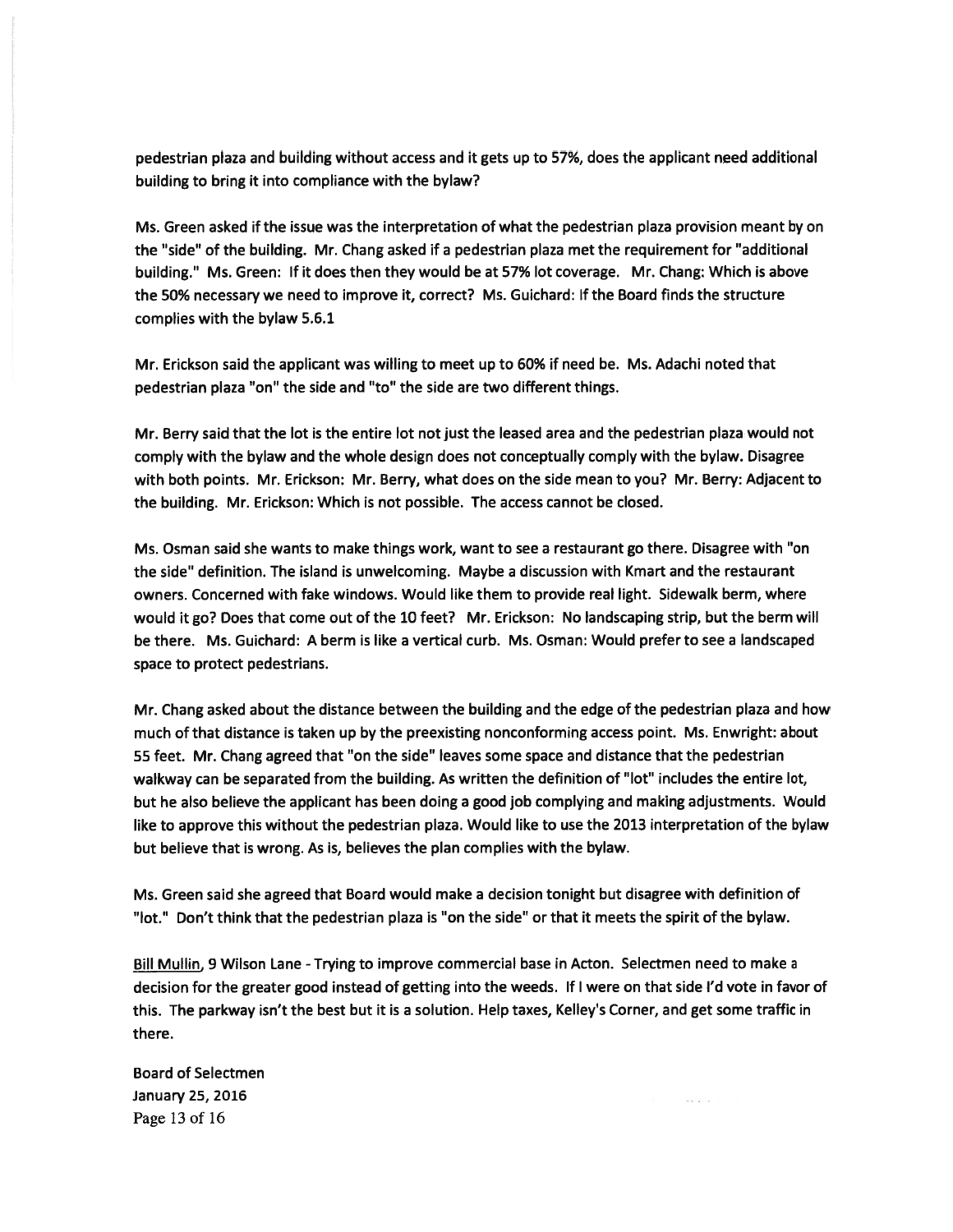pedestrian plaza and building without access and it gets up to 57%, does the applicant need additional building to bring it into compliance with the bylaw?

Ms. Green asked if the issue was the interpretation of what the pedestrian plaza provision meant by on the "side" of the building. Mr. Chang asked if a pedestrian plaza met the requirement for "additional building." Ms. Green: If it does then they would be at 57% lot coverage. Mr. Chang: Which is above the 50% necessary we need to improve it, correct? Ms. Guichard: If the Board finds the structure complies with the bylaw 5.6.1

Mr. Erickson said the applicant was willing to meet up to 60% if need be. Ms. Adachi noted that pedestrian plaza "on" the side and "to" the side are two different things.

Mr. Berry said that the lot is the entire lot not just the leased area and the pedestrian plaza would not comply with the bylaw and the whole design does not conceptually comply with the bylaw. Disagree with both points. Mr. Erickson: Mr. Berry, what does on the side mean to you? Mr. Berry: Adjacent to the building. Mr. Erickson: Which is not possible. The access cannot be closed.

Ms. Osman said she wants to make things work, want to see a restaurant go there. Disagree with "on the side" definition. The island is unwelcoming. Maybe a discussion with Kmart and the restaurant owners. Concerned with fake windows. Would like them to provide real light. Sidewalk berm, where would it go? Does that come out of the 10 feet? Mr. Erickson: No landscaping strip, but the berm will be there. Ms. Guichard: A berm is like a vertical curb. Ms. Osman: Would prefer to see a landscaped space to protect pedestrians.

Mr. Chang asked about the distance between the building and the edge of the pedestrian plaza and how much of that distance is taken up by the preexisting nonconforming access point. Ms. Enwright: about 55 feet. Mr. Chang agreed that "on the side" leaves some space and distance that the pedestrian walkway can be separated from the building. As written the definition of "lot" includes the entire lot, but he also believe the applicant has been doing a good job complying and making adjustments. Would like to approve this without the pedestrian plaza. Would like to use the 2013 interpretation of the bylaw but believe that is wrong. As is, believes the plan complies with the bylaw.

Ms. Green said she agreed that Board would make a decision tonight but disagree with definition of "lot." Don't think that the pedestrian plaza is "on the side" or that it meets the spirit of the bylaw.

Bill Mullin, 9 Wilson Lane - Trying to improve commercial base in Acton. Selectmen need to make a decision for the greater good instead of getting into the weeds. If I were on that side I'd vote in favor of this. The parkway isn't the best but it is a solution. Help taxes, Kelley's Corner, and get some traffic in there.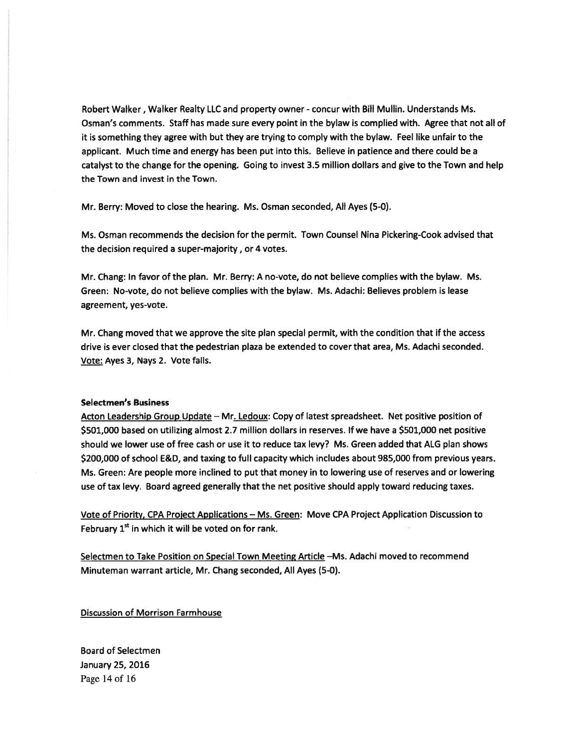Robert Walker , Walker Realty LLC and property owner - concur with Bill Mullin. Understands Ms. Osman's comments. Staff has made sure every point in the bylaw is complied with. Agree that not all of it is something they agree with but they are trying to comply with the bylaw. Feel like unfair to the applicant. Much time and energy has been put into this. Believe in patience and there could be a catalyst to the change for the opening. Going to invest 3.5 million dollars and give to the Town and help the Town and invest in the Town.

Mr. Berry: Moved to close the hearing. Ms. Osman seconded, All Ayes (5-0).

Ms. Osman recommends the decision for the permit. Town Counsel Nina Pickering-Cook advised that the decision required a super-majority , or 4 votes.

Mr. Chang: In favor of the plan. Mr. Berry: A no-vote, do not believe complies with the bylaw. Ms. Green: No-vote, do not believe complies with the bylaw. Ms. Adachi: Believes problem is lease agreement, yes-vote.

Mr. Chang moved that we approve the site plan special permit, with the condition that if the access drive is ever closed that the pedestrian plaza be extended to cover that area, Ms. Adachi seconded. Vote: Ayes 3, Nays 2. Vote fails.

**Selectmen's Business**

Acton Leadership Group Update – Mr. Ledoux: Copy of latest spreadsheet. Net positive position of $501,000 based on utilizing almost 2.7 million dollars in reserves. If we have a $501,000 net positive should we lower use of free cash or use it to reduce tax levy? Ms. Green added that ALG plan shows $200,000 of school E&D, and taxing to full capacity which includes about 985,000 from previous years. Ms. Green: Are people more inclined to put that money in to lowering use of reserves and or lowering use of tax levy. Board agreed generally that the net positive should apply toward reducing taxes.

Vote of Priority, CPA Project Applications – Ms. Green: Move CPA Project Application Discussion to February 1st in which it will be voted on for rank.

Selectmen to Take Position on Special Town Meeting Article –Ms. Adachi moved to recommend Minuteman warrant article, Mr. Chang seconded, All Ayes (5-0).

Discussion of Morrison Farmhouse

Board of Selectmen
January 25, 2016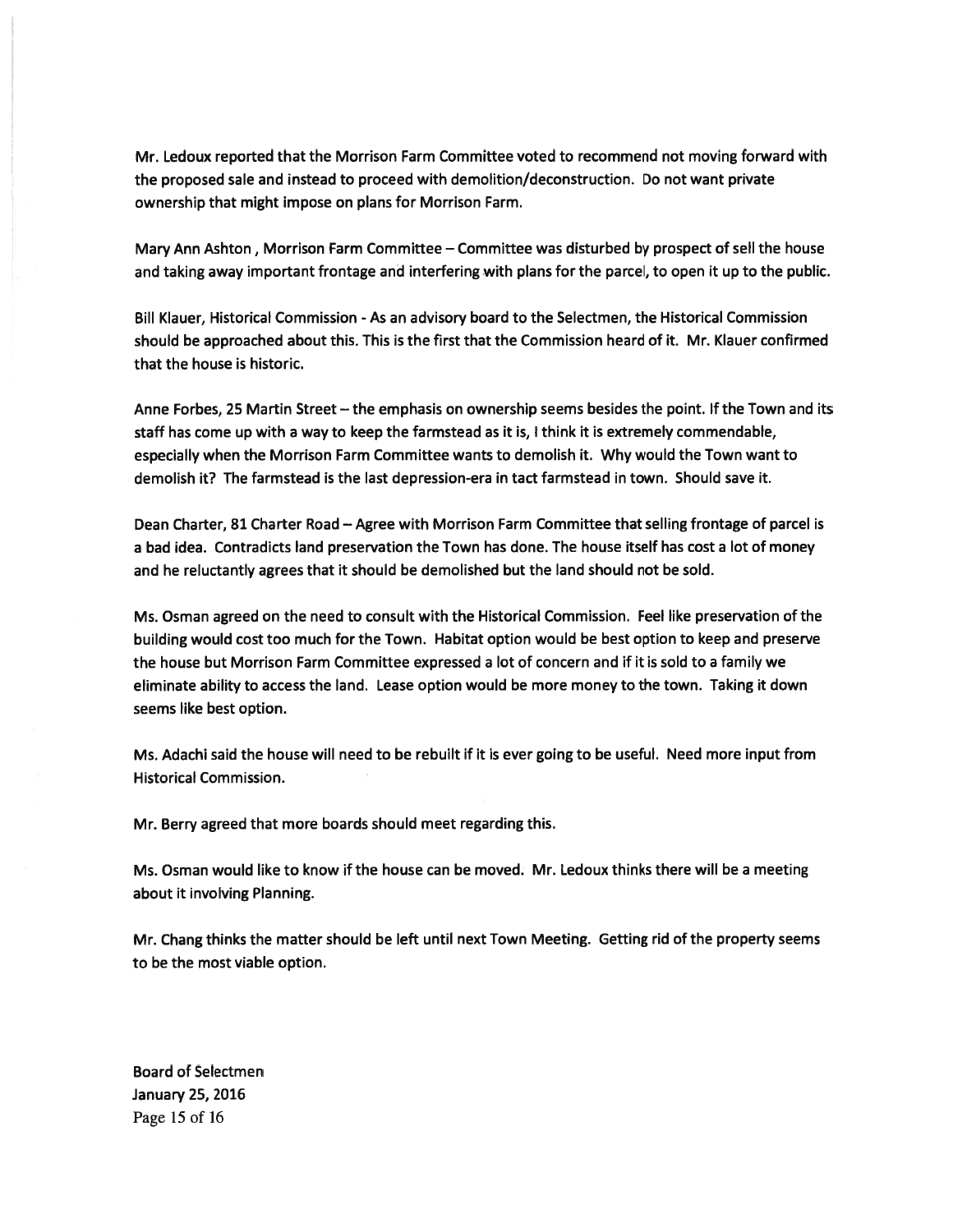Mr. Ledoux reported that the Morrison Farm Committee voted to recommend not moving forward with the proposed sale and instead to proceed with demolition/deconstruction. Do not want private ownership that might impose on plans for Morrison Farm.

Mary Ann Ashton , Morrison Farm Committee – Committee was disturbed by prospect of sell the house and taking away important frontage and interfering with plans for the parcel, to open it up to the public.

Bill Klauer, Historical Commission - As an advisory board to the Selectmen, the Historical Commission should be approached about this. This is the first that the Commission heard of it. Mr. Klauer confirmed that the house is historic.

Anne Forbes, 25 Martin Street – the emphasis on ownership seems besides the point. If the Town and its staff has come up with a way to keep the farmstead as it is, I think it is extremely commendable, especially when the Morrison Farm Committee wants to demolish it. Why would the Town want to demolish it? The farmstead is the last depression-era in tact farmstead in town. Should save it.

Dean Charter, 81 Charter Road – Agree with Morrison Farm Committee that selling frontage of parcel is a bad idea. Contradicts land preservation the Town has done. The house itself has cost a lot of money and he reluctantly agrees that it should be demolished but the land should not be sold.

Ms. Osman agreed on the need to consult with the Historical Commission. Feel like preservation of the building would cost too much for the Town. Habitat option would be best option to keep and preserve the house but Morrison Farm Committee expressed a lot of concern and if it is sold to a family we eliminate ability to access the land. Lease option would be more money to the town. Taking it down seems like best option.

Ms. Adachi said the house will need to be rebuilt if it is ever going to be useful. Need more input from Historical Commission.

Mr. Berry agreed that more boards should meet regarding this.

Ms. Osman would like to know if the house can be moved. Mr. Ledoux thinks there will be a meeting about it involving Planning.

Mr. Chang thinks the matter should be left until next Town Meeting. Getting rid of the property seems to be the most viable option.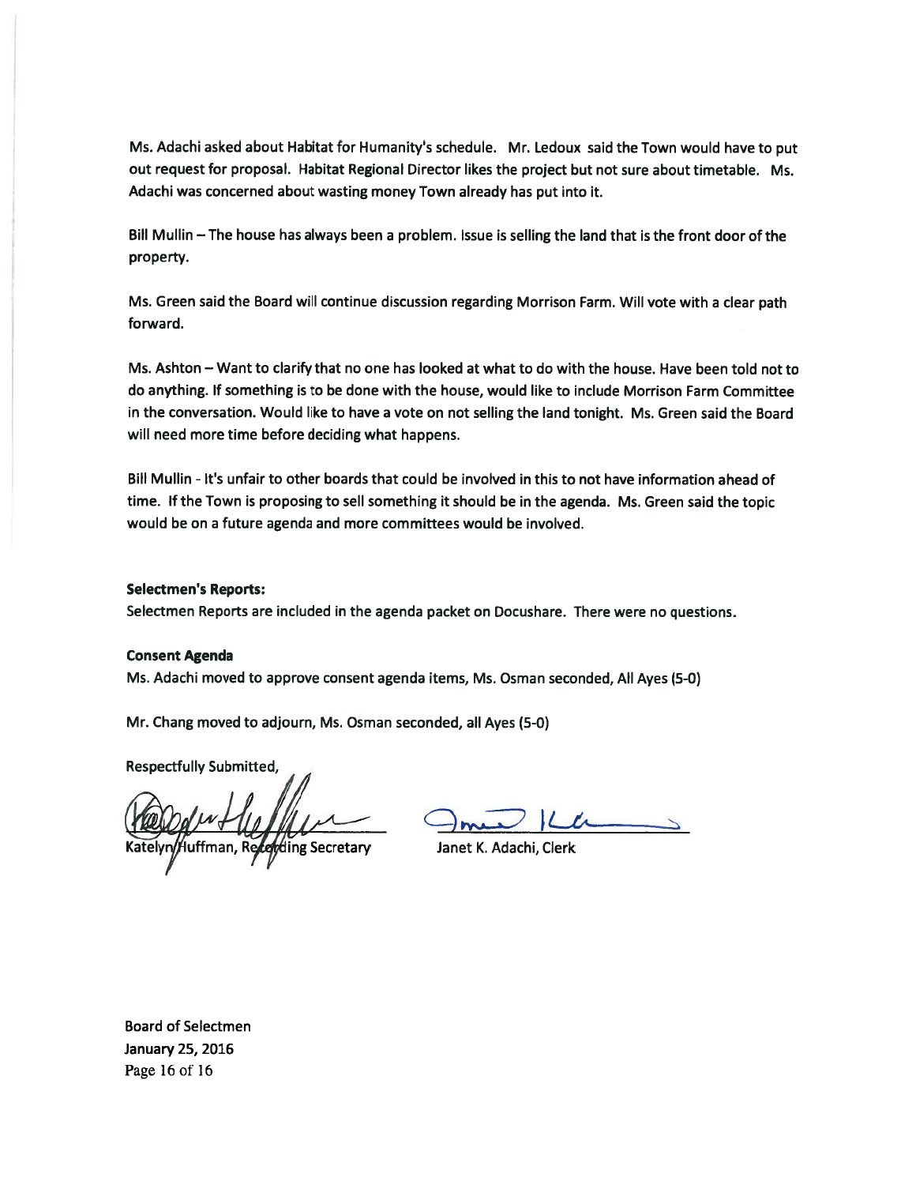Ms. Adachi asked about Habitat for Humanity's schedule. Mr. Ledoux said the Town would have to put out request for proposal. Habitat Regional Director likes the project but not sure about timetable. Ms. Adachi was concerned about wasting money Town already has put into it.

Bill Mullin – The house has always been a problem. Issue is selling the land that is the front door of the property.

Ms. Green said the Board will continue discussion regarding Morrison Farm. Will vote with a clear path forward.

Ms. Ashton – Want to clarify that no one has looked at what to do with the house. Have been told not to do anything. If something is to be done with the house, would like to include Morrison Farm Committee in the conversation. Would like to have a vote on not selling the land tonight. Ms. Green said the Board will need more time before deciding what happens.

Bill Mullin - It's unfair to other boards that could be involved in this to not have information ahead of time. If the Town is proposing to sell something it should be in the agenda. Ms. Green said the topic would be on a future agenda and more committees would be involved.

**Selectmen's Reports:**

Selectmen Reports are included in the agenda packet on Docushare. There were no questions.

**Consent Agenda**

Ms. Adachi moved to approve consent agenda items, Ms. Osman seconded, All Ayes (5-0)

Mr. Chang moved to adjourn, Ms. Osman seconded, all Ayes (5-0)

Respectfully Submitted,

Katelyn Huffman, Recording Secretary

Janet K. Adachi, Clerk

Board of Selectmen
January 25, 2016